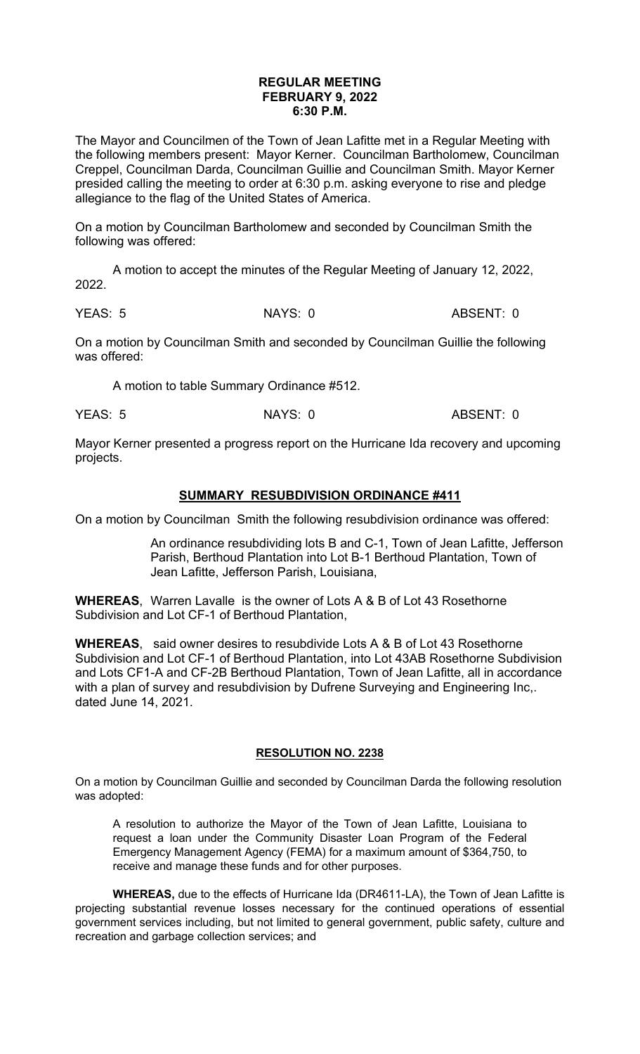**REGULAR MEETING**
**FEBRUARY 9, 2022**
**6:30 P.M.**

The Mayor and Councilmen of the Town of Jean Lafitte met in a Regular Meeting with the following members present: Mayor Kerner. Councilman Bartholomew, Councilman Creppel, Councilman Darda, Councilman Guillie and Councilman Smith. Mayor Kerner presided calling the meeting to order at 6:30 p.m. asking everyone to rise and pledge allegiance to the flag of the United States of America.

On a motion by Councilman Bartholomew and seconded by Councilman Smith the following was offered:

A motion to accept the minutes of the Regular Meeting of January 12, 2022, 2022.

YEAS: 5 NAYS: 0 ABSENT: 0

On a motion by Councilman Smith and seconded by Councilman Guillie the following was offered:

A motion to table Summary Ordinance #512.

YEAS: 5 NAYS: 0 ABSENT: 0

Mayor Kerner presented a progress report on the Hurricane Ida recovery and upcoming projects.

**SUMMARY RESUBDIVISION ORDINANCE #411**

On a motion by Councilman Smith the following resubdivision ordinance was offered:

An ordinance resubdividing lots B and C-1, Town of Jean Lafitte, Jefferson Parish, Berthoud Plantation into Lot B-1 Berthoud Plantation, Town of Jean Lafitte, Jefferson Parish, Louisiana,

**WHEREAS**, Warren Lavalle is the owner of Lots A & B of Lot 43 Rosethorne Subdivision and Lot CF-1 of Berthoud Plantation,

**WHEREAS**, said owner desires to resubdivide Lots A & B of Lot 43 Rosethorne Subdivision and Lot CF-1 of Berthoud Plantation, into Lot 43AB Rosethorne Subdivision and Lots CF1-A and CF-2B Berthoud Plantation, Town of Jean Lafitte, all in accordance with a plan of survey and resubdivision by Dufrene Surveying and Engineering Inc,. dated June 14, 2021.

**RESOLUTION NO. 2238**

On a motion by Councilman Guillie and seconded by Councilman Darda the following resolution was adopted:

A resolution to authorize the Mayor of the Town of Jean Lafitte, Louisiana to request a loan under the Community Disaster Loan Program of the Federal Emergency Management Agency (FEMA) for a maximum amount of $364,750, to receive and manage these funds and for other purposes.

**WHEREAS,** due to the effects of Hurricane Ida (DR4611-LA), the Town of Jean Lafitte is projecting substantial revenue losses necessary for the continued operations of essential government services including, but not limited to general government, public safety, culture and recreation and garbage collection services; and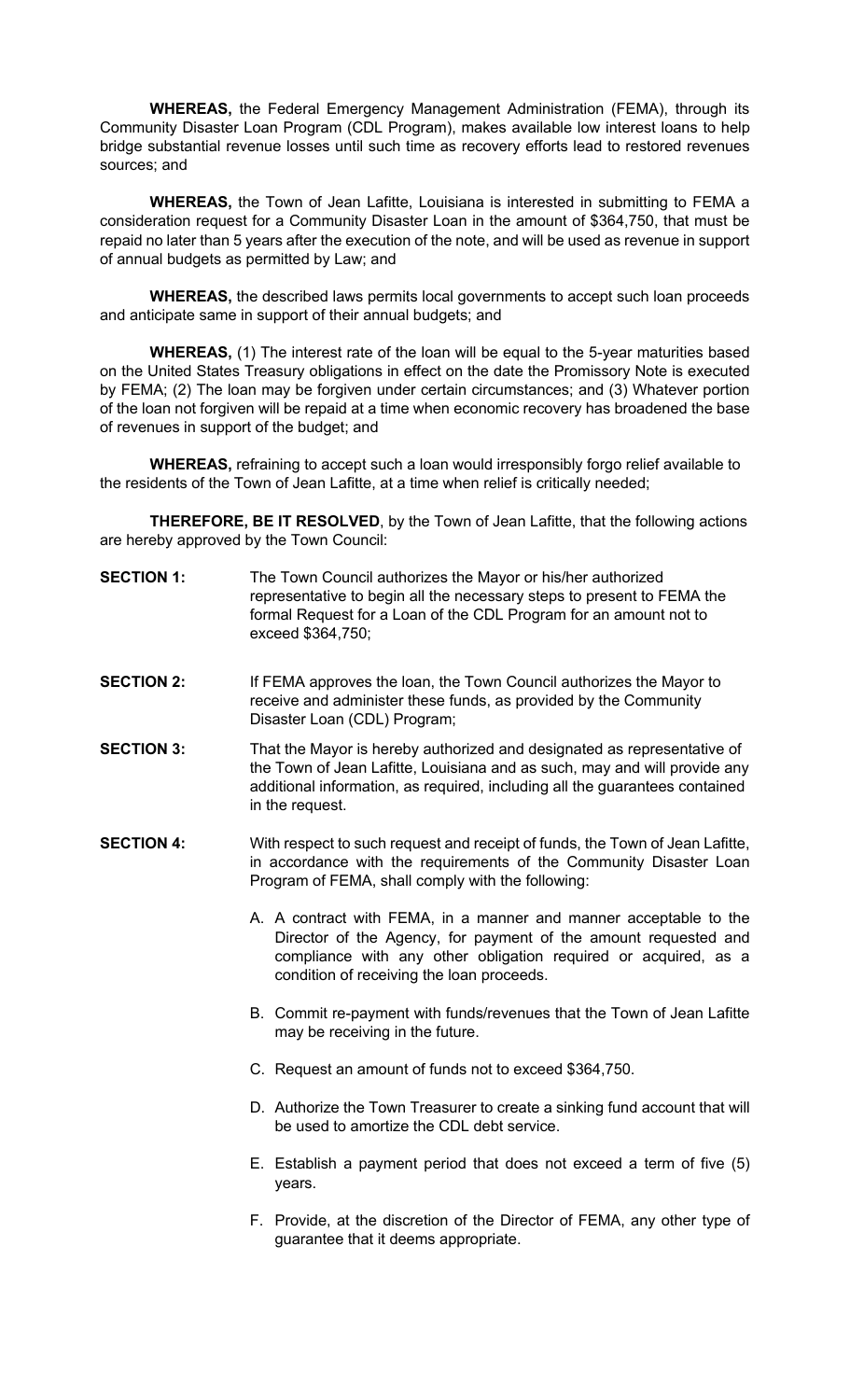**WHEREAS,** the Federal Emergency Management Administration (FEMA), through its Community Disaster Loan Program (CDL Program), makes available low interest loans to help bridge substantial revenue losses until such time as recovery efforts lead to restored revenues sources; and

**WHEREAS,** the Town of Jean Lafitte, Louisiana is interested in submitting to FEMA a consideration request for a Community Disaster Loan in the amount of $364,750, that must be repaid no later than 5 years after the execution of the note, and will be used as revenue in support of annual budgets as permitted by Law; and

**WHEREAS,** the described laws permits local governments to accept such loan proceeds and anticipate same in support of their annual budgets; and

**WHEREAS,** (1) The interest rate of the loan will be equal to the 5-year maturities based on the United States Treasury obligations in effect on the date the Promissory Note is executed by FEMA; (2) The loan may be forgiven under certain circumstances; and (3) Whatever portion of the loan not forgiven will be repaid at a time when economic recovery has broadened the base of revenues in support of the budget; and

**WHEREAS,** refraining to accept such a loan would irresponsibly forgo relief available to the residents of the Town of Jean Lafitte, at a time when relief is critically needed;

**THEREFORE, BE IT RESOLVED**, by the Town of Jean Lafitte, that the following actions are hereby approved by the Town Council:

**SECTION 1:** The Town Council authorizes the Mayor or his/her authorized representative to begin all the necessary steps to present to FEMA the formal Request for a Loan of the CDL Program for an amount not to exceed $364,750;

**SECTION 2:** If FEMA approves the loan, the Town Council authorizes the Mayor to receive and administer these funds, as provided by the Community Disaster Loan (CDL) Program;

**SECTION 3:** That the Mayor is hereby authorized and designated as representative of the Town of Jean Lafitte, Louisiana and as such, may and will provide any additional information, as required, including all the guarantees contained in the request.

**SECTION 4:** With respect to such request and receipt of funds, the Town of Jean Lafitte, in accordance with the requirements of the Community Disaster Loan Program of FEMA, shall comply with the following:

A. A contract with FEMA, in a manner and manner acceptable to the Director of the Agency, for payment of the amount requested and compliance with any other obligation required or acquired, as a condition of receiving the loan proceeds.

B. Commit re-payment with funds/revenues that the Town of Jean Lafitte may be receiving in the future.

C. Request an amount of funds not to exceed $364,750.

D. Authorize the Town Treasurer to create a sinking fund account that will be used to amortize the CDL debt service.

E. Establish a payment period that does not exceed a term of five (5) years.

F. Provide, at the discretion of the Director of FEMA, any other type of guarantee that it deems appropriate.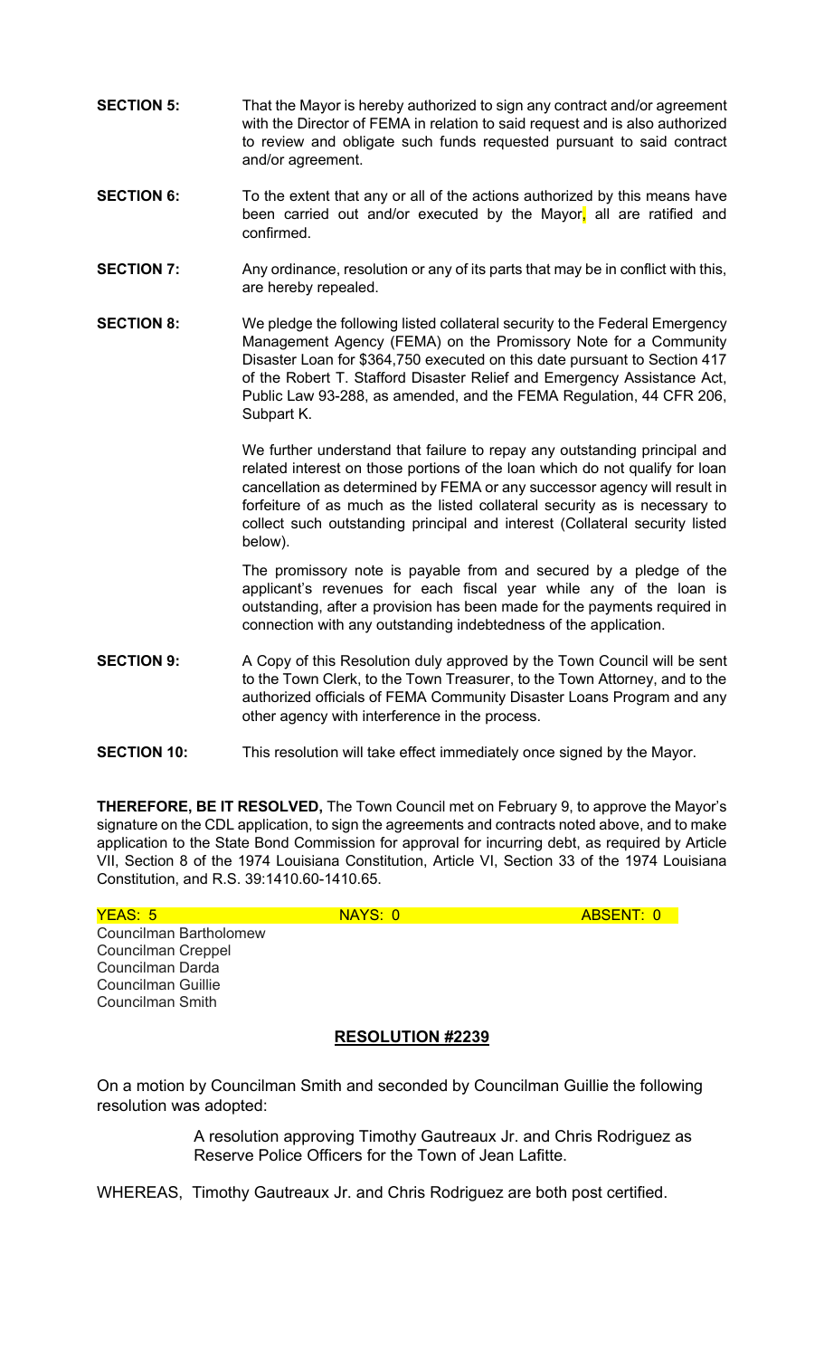**SECTION 5:** That the Mayor is hereby authorized to sign any contract and/or agreement with the Director of FEMA in relation to said request and is also authorized to review and obligate such funds requested pursuant to said contract and/or agreement.

**SECTION 6:** To the extent that any or all of the actions authorized by this means have been carried out and/or executed by the Mayor, all are ratified and confirmed.

**SECTION 7:** Any ordinance, resolution or any of its parts that may be in conflict with this, are hereby repealed.

**SECTION 8:** We pledge the following listed collateral security to the Federal Emergency Management Agency (FEMA) on the Promissory Note for a Community Disaster Loan for $364,750 executed on this date pursuant to Section 417 of the Robert T. Stafford Disaster Relief and Emergency Assistance Act, Public Law 93-288, as amended, and the FEMA Regulation, 44 CFR 206, Subpart K.

We further understand that failure to repay any outstanding principal and related interest on those portions of the loan which do not qualify for loan cancellation as determined by FEMA or any successor agency will result in forfeiture of as much as the listed collateral security as is necessary to collect such outstanding principal and interest (Collateral security listed below).

The promissory note is payable from and secured by a pledge of the applicant's revenues for each fiscal year while any of the loan is outstanding, after a provision has been made for the payments required in connection with any outstanding indebtedness of the application.

**SECTION 9:** A Copy of this Resolution duly approved by the Town Council will be sent to the Town Clerk, to the Town Treasurer, to the Town Attorney, and to the authorized officials of FEMA Community Disaster Loans Program and any other agency with interference in the process.

**SECTION 10:** This resolution will take effect immediately once signed by the Mayor.

**THEREFORE, BE IT RESOLVED,** The Town Council met on February 9, to approve the Mayor's signature on the CDL application, to sign the agreements and contracts noted above, and to make application to the State Bond Commission for approval for incurring debt, as required by Article VII, Section 8 of the 1974 Louisiana Constitution, Article VI, Section 33 of the 1974 Louisiana Constitution, and R.S. 39:1410.60-1410.65.

YEAS: 5 NAYS: 0 ABSENT: 0

Councilman Bartholomew
Councilman Creppel
Councilman Darda
Councilman Guillie
Councilman Smith

**RESOLUTION #2239**

On a motion by Councilman Smith and seconded by Councilman Guillie the following resolution was adopted:

A resolution approving Timothy Gautreaux Jr. and Chris Rodriguez as Reserve Police Officers for the Town of Jean Lafitte.

WHEREAS, Timothy Gautreaux Jr. and Chris Rodriguez are both post certified.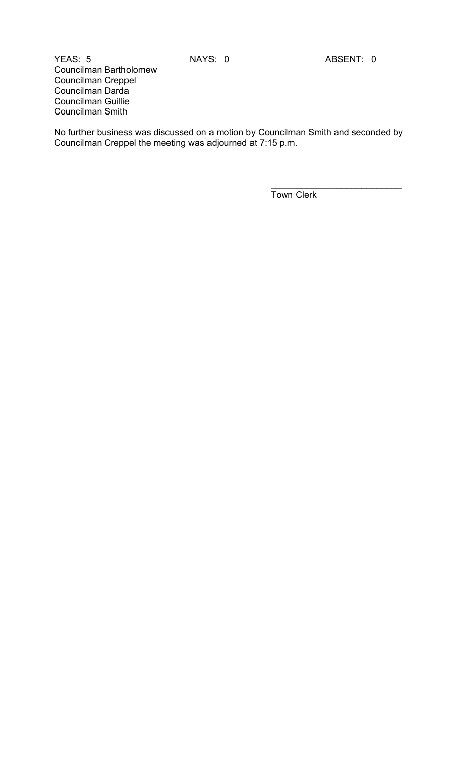YEAS: 5 NAYS: 0 ABSENT: 0

Councilman Bartholomew
Councilman Creppel
Councilman Darda
Councilman Guillie
Councilman Smith

No further business was discussed on a motion by Councilman Smith and seconded by Councilman Creppel the meeting was adjourned at 7:15 p.m.

___________________________
Town Clerk